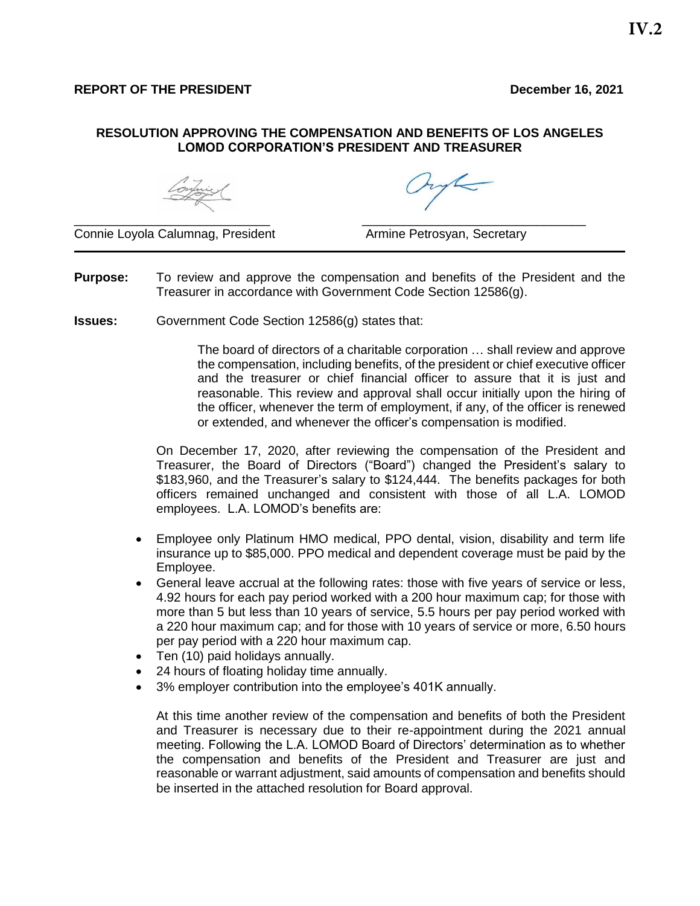**IV.2**

**REPORT OF THE PRESIDENT** **December 16, 2021**

**RESOLUTION APPROVING THE COMPENSATION AND BENEFITS OF LOS ANGELES LOMOD CORPORATION'S PRESIDENT AND TREASURER**

Connie Loyola Calumnag, President

Armine Petrosyan, Secretary

---

**Purpose:** To review and approve the compensation and benefits of the President and the Treasurer in accordance with Government Code Section 12586(g).

**Issues:** Government Code Section 12586(g) states that:

> The board of directors of a charitable corporation … shall review and approve the compensation, including benefits, of the president or chief executive officer and the treasurer or chief financial officer to assure that it is just and reasonable. This review and approval shall occur initially upon the hiring of the officer, whenever the term of employment, if any, of the officer is renewed or extended, and whenever the officer's compensation is modified.

On December 17, 2020, after reviewing the compensation of the President and Treasurer, the Board of Directors ("Board") changed the President's salary to \$183,960, and the Treasurer's salary to \$124,444. The benefits packages for both officers remained unchanged and consistent with those of all L.A. LOMOD employees. L.A. LOMOD's benefits are:

- Employee only Platinum HMO medical, PPO dental, vision, disability and term life insurance up to \$85,000. PPO medical and dependent coverage must be paid by the Employee.
- General leave accrual at the following rates: those with five years of service or less, 4.92 hours for each pay period worked with a 200 hour maximum cap; for those with more than 5 but less than 10 years of service, 5.5 hours per pay period worked with a 220 hour maximum cap; and for those with 10 years of service or more, 6.50 hours per pay period with a 220 hour maximum cap.
- Ten (10) paid holidays annually.
- 24 hours of floating holiday time annually.
- 3% employer contribution into the employee's 401K annually.

At this time another review of the compensation and benefits of both the President and Treasurer is necessary due to their re-appointment during the 2021 annual meeting. Following the L.A. LOMOD Board of Directors' determination as to whether the compensation and benefits of the President and Treasurer are just and reasonable or warrant adjustment, said amounts of compensation and benefits should be inserted in the attached resolution for Board approval.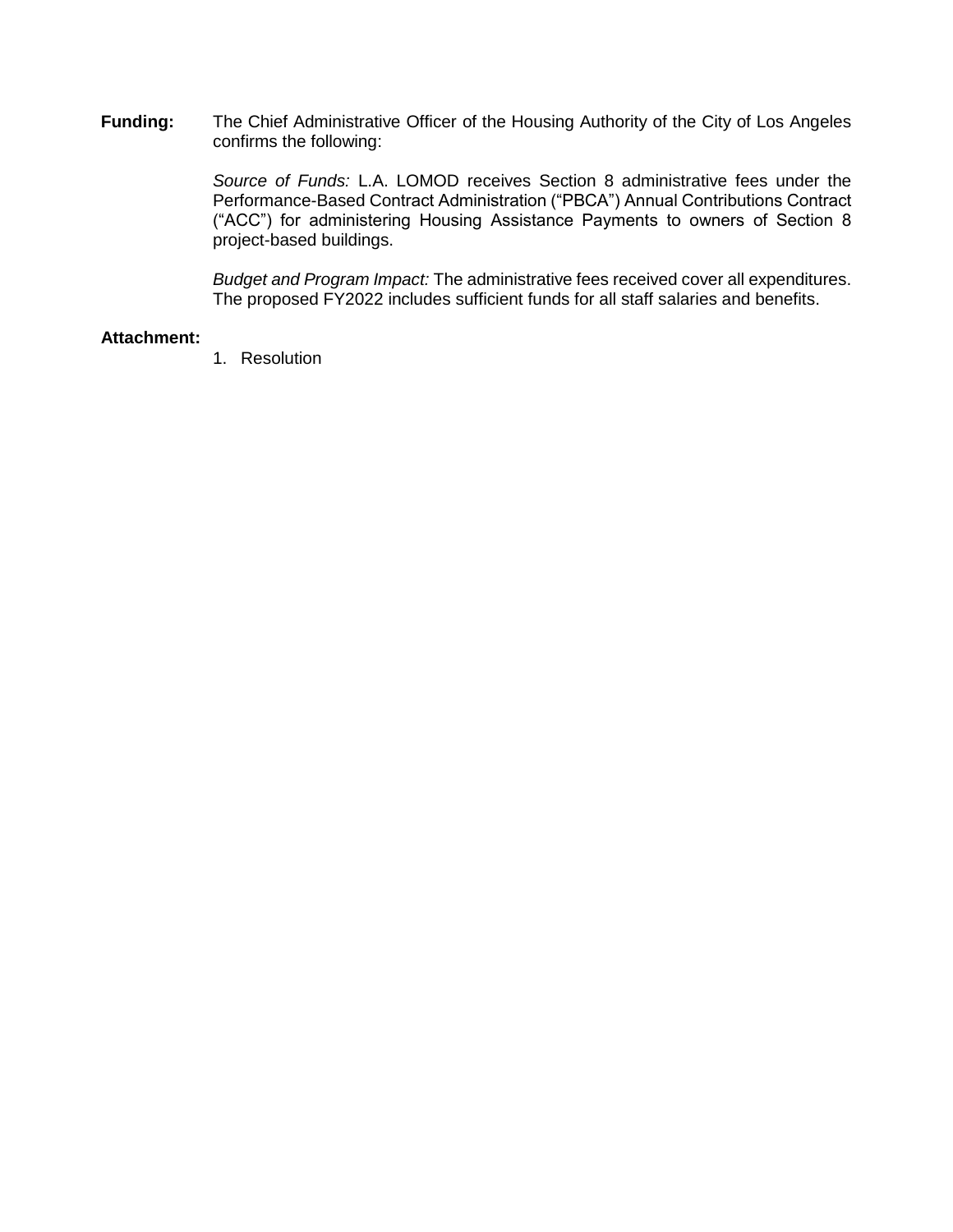**Funding:** The Chief Administrative Officer of the Housing Authority of the City of Los Angeles confirms the following:

*Source of Funds:* L.A. LOMOD receives Section 8 administrative fees under the Performance-Based Contract Administration (“PBCA”) Annual Contributions Contract (“ACC”) for administering Housing Assistance Payments to owners of Section 8 project-based buildings.

*Budget and Program Impact:* The administrative fees received cover all expenditures. The proposed FY2022 includes sufficient funds for all staff salaries and benefits.

**Attachment:**

1. Resolution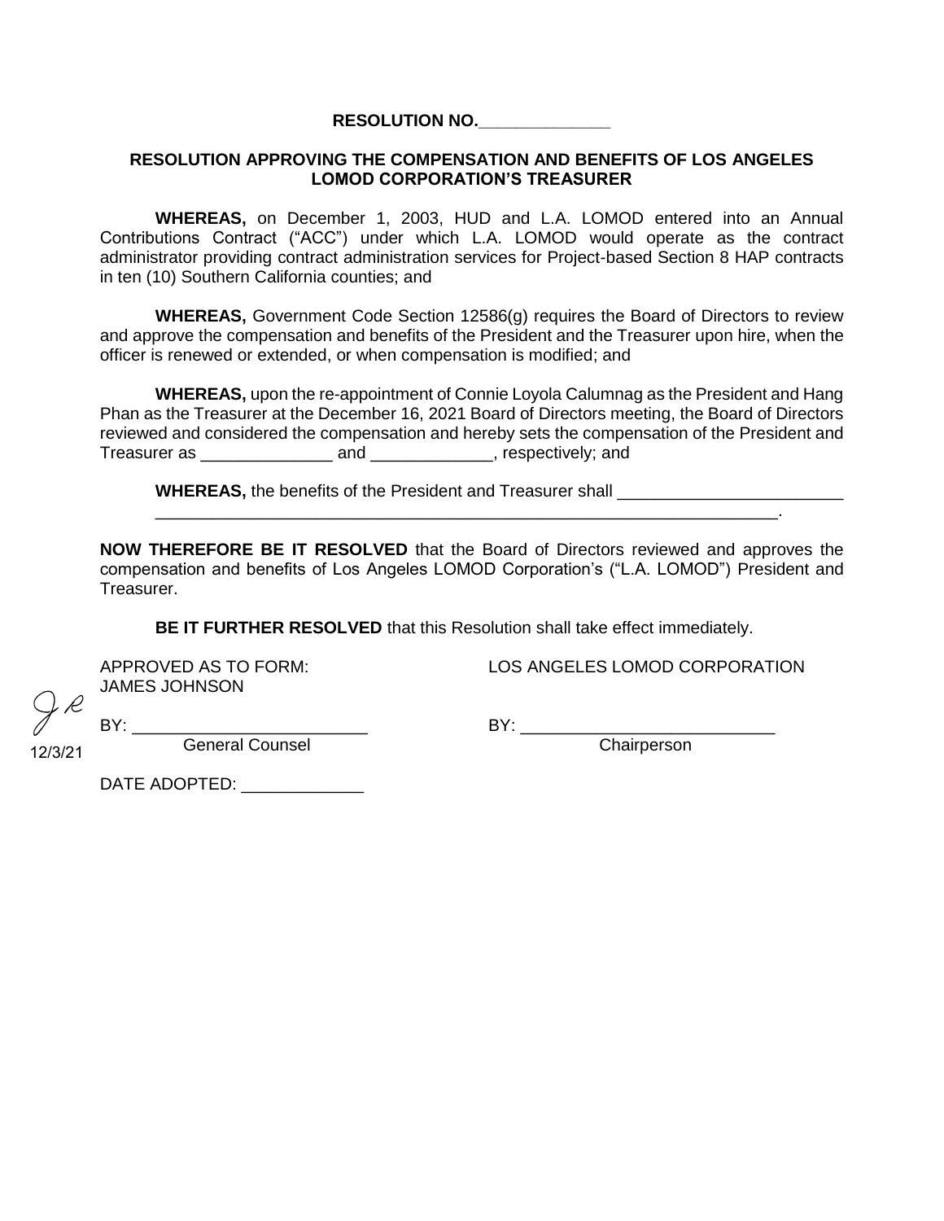**RESOLUTION NO.______________**

**RESOLUTION APPROVING THE COMPENSATION AND BENEFITS OF LOS ANGELES LOMOD CORPORATION'S TREASURER**

**WHEREAS,** on December 1, 2003, HUD and L.A. LOMOD entered into an Annual Contributions Contract ("ACC") under which L.A. LOMOD would operate as the contract administrator providing contract administration services for Project-based Section 8 HAP contracts in ten (10) Southern California counties; and

**WHEREAS,** Government Code Section 12586(g) requires the Board of Directors to review and approve the compensation and benefits of the President and the Treasurer upon hire, when the officer is renewed or extended, or when compensation is modified; and

**WHEREAS,** upon the re-appointment of Connie Loyola Calumnag as the President and Hang Phan as the Treasurer at the December 16, 2021 Board of Directors meeting, the Board of Directors reviewed and considered the compensation and hereby sets the compensation of the President and Treasurer as ______________ and _____________, respectively; and

**WHEREAS,** the benefits of the President and Treasurer shall ________________________ ____________________________________________________________________.

**NOW THEREFORE BE IT RESOLVED** that the Board of Directors reviewed and approves the compensation and benefits of Los Angeles LOMOD Corporation's ("L.A. LOMOD") President and Treasurer.

**BE IT FURTHER RESOLVED** that this Resolution shall take effect immediately.

APPROVED AS TO FORM:
JAMES JOHNSON

JR
12/3/21

BY: ________________________
General Counsel

LOS ANGELES LOMOD CORPORATION

BY: __________________________
Chairperson

DATE ADOPTED: _____________